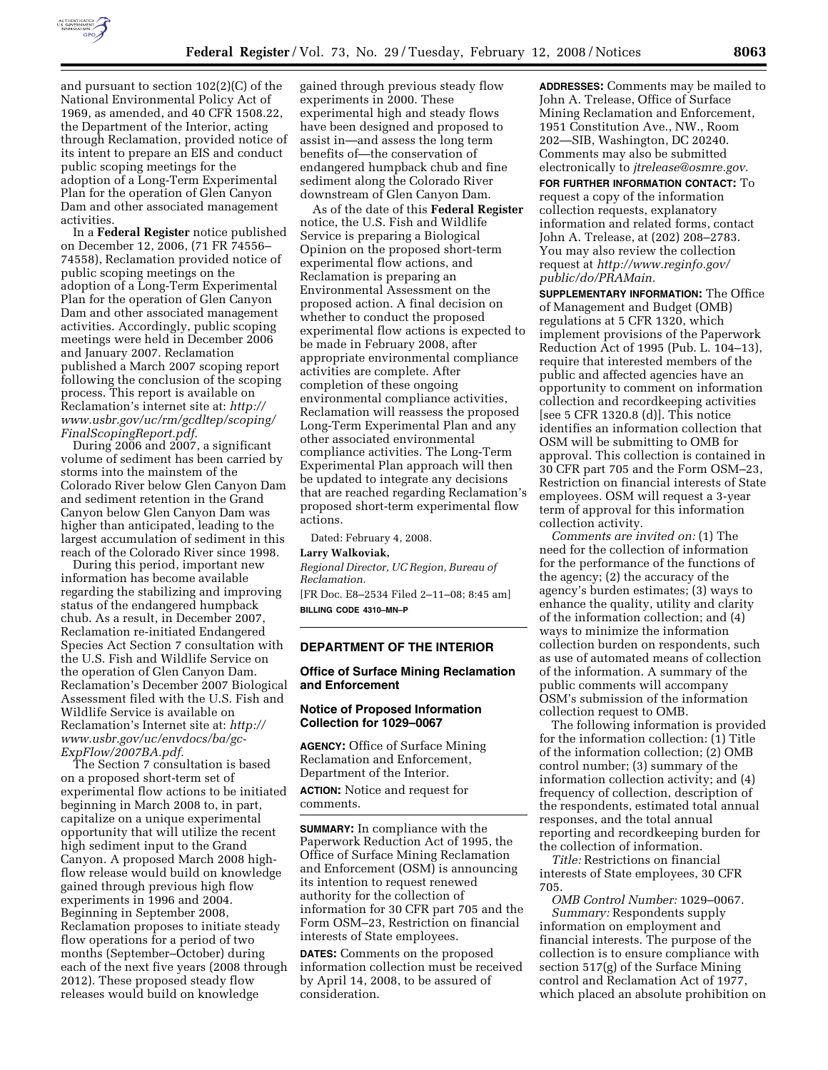and pursuant to section 102(2)(C) of the National Environmental Policy Act of 1969, as amended, and 40 CFR 1508.22, the Department of the Interior, acting through Reclamation, provided notice of its intent to prepare an EIS and conduct public scoping meetings for the adoption of a Long-Term Experimental Plan for the operation of Glen Canyon Dam and other associated management activities.

In a **Federal Register** notice published on December 12, 2006, (71 FR 74556–74558), Reclamation provided notice of public scoping meetings on the adoption of a Long-Term Experimental Plan for the operation of Glen Canyon Dam and other associated management activities. Accordingly, public scoping meetings were held in December 2006 and January 2007. Reclamation published a March 2007 scoping report following the conclusion of the scoping process. This report is available on Reclamation's internet site at: *http://www.usbr.gov/uc/rm/gcdltep/scoping/FinalScopingReport.pdf.*

During 2006 and 2007, a significant volume of sediment has been carried by storms into the mainstem of the Colorado River below Glen Canyon Dam and sediment retention in the Grand Canyon below Glen Canyon Dam was higher than anticipated, leading to the largest accumulation of sediment in this reach of the Colorado River since 1998.

During this period, important new information has become available regarding the stabilizing and improving status of the endangered humpback chub. As a result, in December 2007, Reclamation re-initiated Endangered Species Act Section 7 consultation with the U.S. Fish and Wildlife Service on the operation of Glen Canyon Dam. Reclamation's December 2007 Biological Assessment filed with the U.S. Fish and Wildlife Service is available on Reclamation's Internet site at: *http://www.usbr.gov/uc/envdocs/ba/gc-ExpFlow/2007BA.pdf.*

The Section 7 consultation is based on a proposed short-term set of experimental flow actions to be initiated beginning in March 2008 to, in part, capitalize on a unique experimental opportunity that will utilize the recent high sediment input to the Grand Canyon. A proposed March 2008 high-flow release would build on knowledge gained through previous high flow experiments in 1996 and 2004. Beginning in September 2008, Reclamation proposes to initiate steady flow operations for a period of two months (September–October) during each of the next five years (2008 through 2012). These proposed steady flow releases would build on knowledge gained through previous steady flow experiments in 2000. These experimental high and steady flows have been designed and proposed to assist in—and assess the long term benefits of—the conservation of endangered humpback chub and fine sediment along the Colorado River downstream of Glen Canyon Dam.

As of the date of this **Federal Register** notice, the U.S. Fish and Wildlife Service is preparing a Biological Opinion on the proposed short-term experimental flow actions, and Reclamation is preparing an Environmental Assessment on the proposed action. A final decision on whether to conduct the proposed experimental flow actions is expected to be made in February 2008, after appropriate environmental compliance activities are complete. After completion of these ongoing environmental compliance activities, Reclamation will reassess the proposed Long-Term Experimental Plan and any other associated environmental compliance activities. The Long-Term Experimental Plan approach will then be updated to integrate any decisions that are reached regarding Reclamation's proposed short-term experimental flow actions.

Dated: February 4, 2008.

**Larry Walkoviak,**

*Regional Director, UC Region, Bureau of Reclamation.*

[FR Doc. E8–2534 Filed 2–11–08; 8:45 am]

**BILLING CODE 4310–MN–P**

## DEPARTMENT OF THE INTERIOR

### Office of Surface Mining Reclamation and Enforcement

### Notice of Proposed Information Collection for 1029–0067

**AGENCY:** Office of Surface Mining Reclamation and Enforcement, Department of the Interior.

**ACTION:** Notice and request for comments.

**SUMMARY:** In compliance with the Paperwork Reduction Act of 1995, the Office of Surface Mining Reclamation and Enforcement (OSM) is announcing its intention to request renewed authority for the collection of information for 30 CFR part 705 and the Form OSM–23, Restriction on financial interests of State employees.

**DATES:** Comments on the proposed information collection must be received by April 14, 2008, to be assured of consideration.

**ADDRESSES:** Comments may be mailed to John A. Trelease, Office of Surface Mining Reclamation and Enforcement, 1951 Constitution Ave., NW., Room 202—SIB, Washington, DC 20240. Comments may also be submitted electronically to *jtrelease@osmre.gov.*

**FOR FURTHER INFORMATION CONTACT:** To request a copy of the information collection requests, explanatory information and related forms, contact John A. Trelease, at (202) 208–2783. You may also review the collection request at *http://www.reginfo.gov/public/do/PRAMain.*

**SUPPLEMENTARY INFORMATION:** The Office of Management and Budget (OMB) regulations at 5 CFR 1320, which implement provisions of the Paperwork Reduction Act of 1995 (Pub. L. 104–13), require that interested members of the public and affected agencies have an opportunity to comment on information collection and recordkeeping activities [see 5 CFR 1320.8 (d)]. This notice identifies an information collection that OSM will be submitting to OMB for approval. This collection is contained in 30 CFR part 705 and the Form OSM–23, Restriction on financial interests of State employees. OSM will request a 3-year term of approval for this information collection activity.

*Comments are invited on:* (1) The need for the collection of information for the performance of the functions of the agency; (2) the accuracy of the agency's burden estimates; (3) ways to enhance the quality, utility and clarity of the information collection; and (4) ways to minimize the information collection burden on respondents, such as use of automated means of collection of the information. A summary of the public comments will accompany OSM's submission of the information collection request to OMB.

The following information is provided for the information collection: (1) Title of the information collection; (2) OMB control number; (3) summary of the information collection activity; and (4) frequency of collection, description of the respondents, estimated total annual responses, and the total annual reporting and recordkeeping burden for the collection of information.

*Title:* Restrictions on financial interests of State employees, 30 CFR 705.

*OMB Control Number:* 1029–0067.

*Summary:* Respondents supply information on employment and financial interests. The purpose of the collection is to ensure compliance with section 517(g) of the Surface Mining control and Reclamation Act of 1977, which placed an absolute prohibition on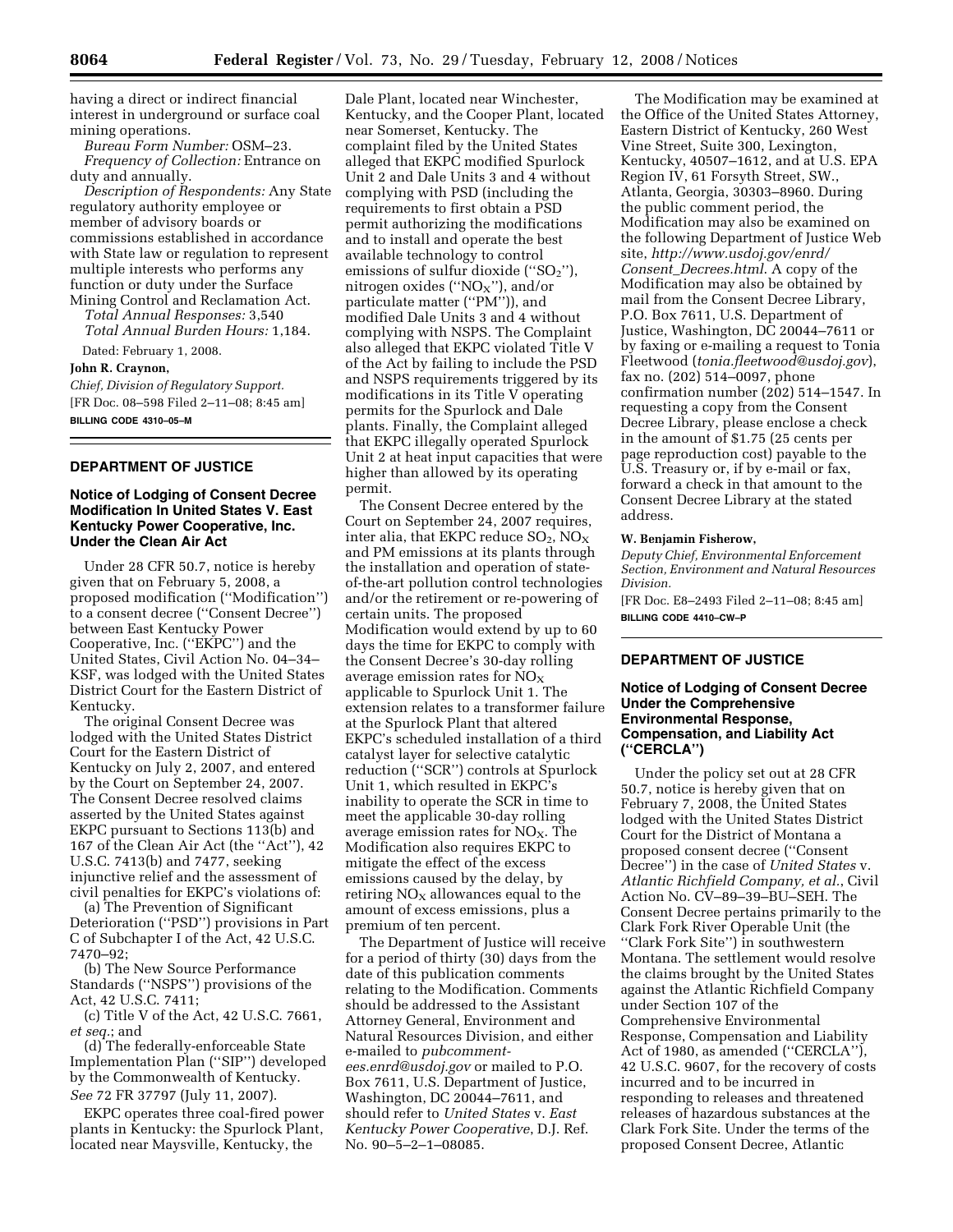having a direct or indirect financial interest in underground or surface coal mining operations.

*Bureau Form Number:* OSM–23.

*Frequency of Collection:* Entrance on duty and annually.

*Description of Respondents:* Any State regulatory authority employee or member of advisory boards or commissions established in accordance with State law or regulation to represent multiple interests who performs any function or duty under the Surface Mining Control and Reclamation Act.

*Total Annual Responses:* 3,540

*Total Annual Burden Hours:* 1,184.

Dated: February 1, 2008.

**John R. Craynon,**

*Chief, Division of Regulatory Support.*

[FR Doc. 08–598 Filed 2–11–08; 8:45 am]

**BILLING CODE 4310–05–M**

## DEPARTMENT OF JUSTICE

### Notice of Lodging of Consent Decree Modification In United States V. East Kentucky Power Cooperative, Inc. Under the Clean Air Act

Under 28 CFR 50.7, notice is hereby given that on February 5, 2008, a proposed modification (''Modification'') to a consent decree (''Consent Decree'') between East Kentucky Power Cooperative, Inc. (''EKPC'') and the United States, Civil Action No. 04–34–KSF, was lodged with the United States District Court for the Eastern District of Kentucky.

The original Consent Decree was lodged with the United States District Court for the Eastern District of Kentucky on July 2, 2007, and entered by the Court on September 24, 2007. The Consent Decree resolved claims asserted by the United States against EKPC pursuant to Sections 113(b) and 167 of the Clean Air Act (the ''Act''), 42 U.S.C. 7413(b) and 7477, seeking injunctive relief and the assessment of civil penalties for EKPC's violations of:

(a) The Prevention of Significant Deterioration (''PSD'') provisions in Part C of Subchapter I of the Act, 42 U.S.C. 7470–92;

(b) The New Source Performance Standards (''NSPS'') provisions of the Act, 42 U.S.C. 7411;

(c) Title V of the Act, 42 U.S.C. 7661, *et seq.*; and

(d) The federally-enforceable State Implementation Plan (''SIP'') developed by the Commonwealth of Kentucky. *See* 72 FR 37797 (July 11, 2007).

EKPC operates three coal-fired power plants in Kentucky: the Spurlock Plant, located near Maysville, Kentucky, the Dale Plant, located near Winchester, Kentucky, and the Cooper Plant, located near Somerset, Kentucky. The complaint filed by the United States alleged that EKPC modified Spurlock Unit 2 and Dale Units 3 and 4 without complying with PSD (including the requirements to first obtain a PSD permit authorizing the modifications and to install and operate the best available technology to control emissions of sulfur dioxide (''$SO_2$''), nitrogen oxides (''$NO_X$''), and/or particulate matter (''PM'')), and modified Dale Units 3 and 4 without complying with NSPS. The Complaint also alleged that EKPC violated Title V of the Act by failing to include the PSD and NSPS requirements triggered by its modifications in its Title V operating permits for the Spurlock and Dale plants. Finally, the Complaint alleged that EKPC illegally operated Spurlock Unit 2 at heat input capacities that were higher than allowed by its operating permit.

The Consent Decree entered by the Court on September 24, 2007 requires, inter alia, that EKPC reduce $SO_2$, $NO_X$ and PM emissions at its plants through the installation and operation of state-of-the-art pollution control technologies and/or the retirement or re-powering of certain units. The proposed Modification would extend by up to 60 days the time for EKPC to comply with the Consent Decree's 30-day rolling average emission rates for $NO_X$ applicable to Spurlock Unit 1. The extension relates to a transformer failure at the Spurlock Plant that altered EKPC's scheduled installation of a third catalyst layer for selective catalytic reduction (''SCR'') controls at Spurlock Unit 1, which resulted in EKPC's inability to operate the SCR in time to meet the applicable 30-day rolling average emission rates for $NO_X$. The Modification also requires EKPC to mitigate the effect of the excess emissions caused by the delay, by retiring $NO_X$ allowances equal to the amount of excess emissions, plus a premium of ten percent.

The Department of Justice will receive for a period of thirty (30) days from the date of this publication comments relating to the Modification. Comments should be addressed to the Assistant Attorney General, Environment and Natural Resources Division, and either e-mailed to *pubcomment-ees.enrd@usdoj.gov* or mailed to P.O. Box 7611, U.S. Department of Justice, Washington, DC 20044–7611, and should refer to *United States* v. *East Kentucky Power Cooperative*, D.J. Ref. No. 90–5–2–1–08085.

The Modification may be examined at the Office of the United States Attorney, Eastern District of Kentucky, 260 West Vine Street, Suite 300, Lexington, Kentucky, 40507–1612, and at U.S. EPA Region IV, 61 Forsyth Street, SW., Atlanta, Georgia, 30303–8960. During the public comment period, the Modification may also be examined on the following Department of Justice Web site, *http://www.usdoj.gov/enrd/Consent_Decrees.html*. A copy of the Modification may also be obtained by mail from the Consent Decree Library, P.O. Box 7611, U.S. Department of Justice, Washington, DC 20044–7611 or by faxing or e-mailing a request to Tonia Fleetwood (*tonia.fleetwood@usdoj.gov*), fax no. (202) 514–0097, phone confirmation number (202) 514–1547. In requesting a copy from the Consent Decree Library, please enclose a check in the amount of $1.75 (25 cents per page reproduction cost) payable to the U.S. Treasury or, if by e-mail or fax, forward a check in that amount to the Consent Decree Library at the stated address.

**W. Benjamin Fisherow,**

*Deputy Chief, Environmental Enforcement Section, Environment and Natural Resources Division.*

[FR Doc. E8–2493 Filed 2–11–08; 8:45 am]

**BILLING CODE 4410–CW–P**

## DEPARTMENT OF JUSTICE

### Notice of Lodging of Consent Decree Under the Comprehensive Environmental Response, Compensation, and Liability Act (''CERCLA'')

Under the policy set out at 28 CFR 50.7, notice is hereby given that on February 7, 2008, the United States lodged with the United States District Court for the District of Montana a proposed consent decree (''Consent Decree'') in the case of *United States* v. *Atlantic Richfield Company, et al.*, Civil Action No. CV–89–39–BU–SEH. The Consent Decree pertains primarily to the Clark Fork River Operable Unit (the ''Clark Fork Site'') in southwestern Montana. The settlement would resolve the claims brought by the United States against the Atlantic Richfield Company under Section 107 of the Comprehensive Environmental Response, Compensation and Liability Act of 1980, as amended (''CERCLA''), 42 U.S.C. 9607, for the recovery of costs incurred and to be incurred in responding to releases and threatened releases of hazardous substances at the Clark Fork Site. Under the terms of the proposed Consent Decree, Atlantic